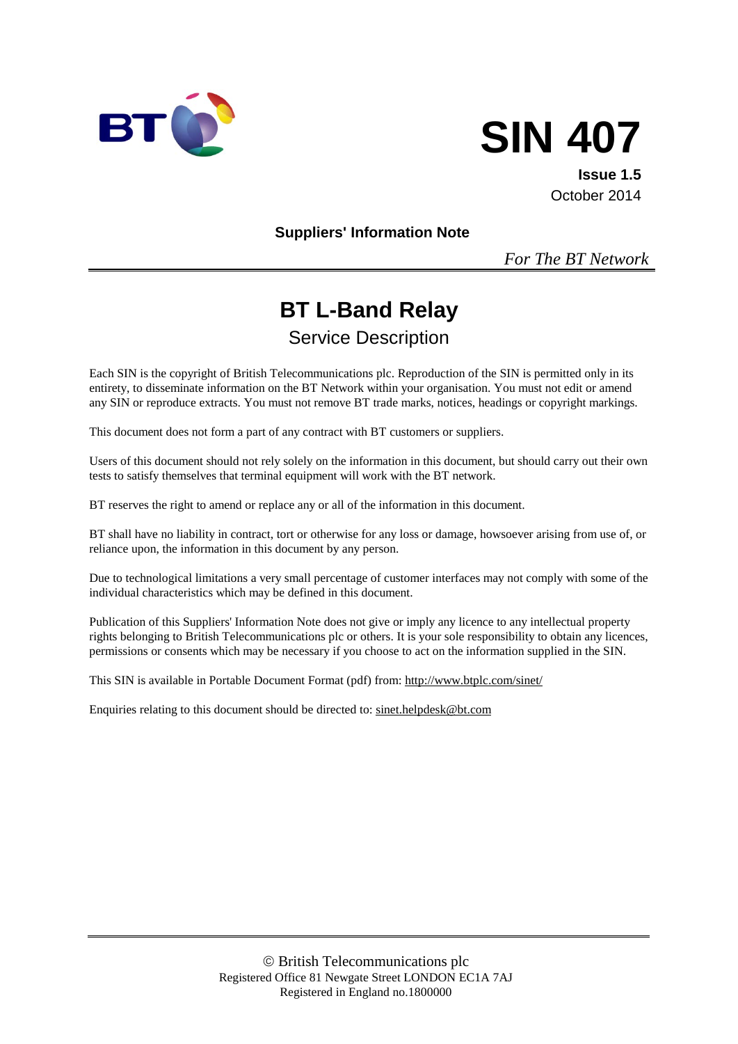# SIN 407

**Issue 1.5**
October 2014

**Suppliers' Information Note**

*For The BT Network*

## BT L-Band Relay

Service Description

Each SIN is the copyright of British Telecommunications plc. Reproduction of the SIN is permitted only in its entirety, to disseminate information on the BT Network within your organisation. You must not edit or amend any SIN or reproduce extracts. You must not remove BT trade marks, notices, headings or copyright markings.

This document does not form a part of any contract with BT customers or suppliers.

Users of this document should not rely solely on the information in this document, but should carry out their own tests to satisfy themselves that terminal equipment will work with the BT network.

BT reserves the right to amend or replace any or all of the information in this document.

BT shall have no liability in contract, tort or otherwise for any loss or damage, howsoever arising from use of, or reliance upon, the information in this document by any person.

Due to technological limitations a very small percentage of customer interfaces may not comply with some of the individual characteristics which may be defined in this document.

Publication of this Suppliers' Information Note does not give or imply any licence to any intellectual property rights belonging to British Telecommunications plc or others. It is your sole responsibility to obtain any licences, permissions or consents which may be necessary if you choose to act on the information supplied in the SIN.

This SIN is available in Portable Document Format (pdf) from: http://www.btplc.com/sinet/

Enquiries relating to this document should be directed to: sinet.helpdesk@bt.com

© British Telecommunications plc
Registered Office 81 Newgate Street LONDON EC1A 7AJ
Registered in England no.1800000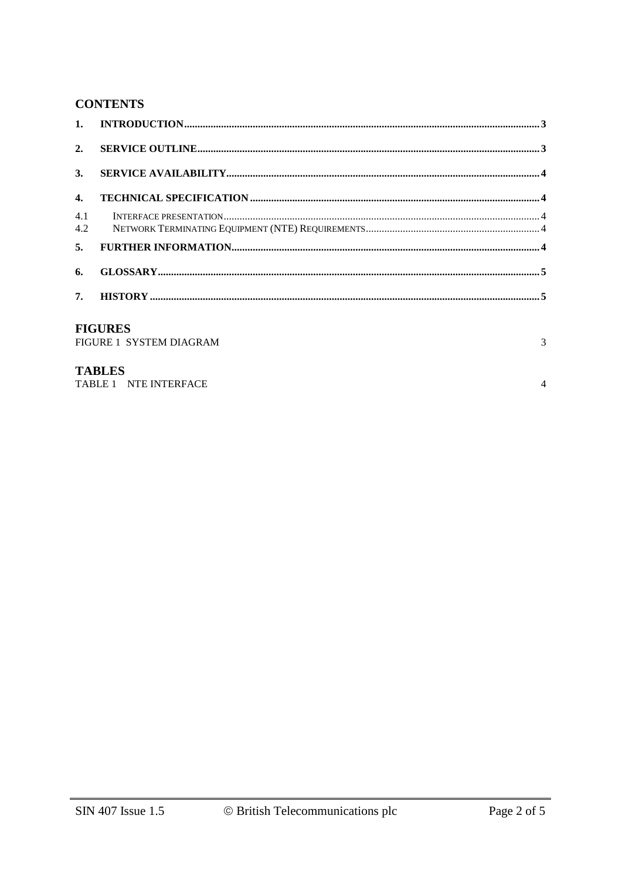## CONTENTS

1. INTRODUCTION .......... 3
2. SERVICE OUTLINE .......... 3
3. SERVICE AVAILABILITY .......... 4
4. TECHNICAL SPECIFICATION .......... 4
   - 4.1 INTERFACE PRESENTATION .......... 4
   - 4.2 NETWORK TERMINATING EQUIPMENT (NTE) REQUIREMENTS .......... 4
5. FURTHER INFORMATION .......... 4
6. GLOSSARY .......... 5
7. HISTORY .......... 5

## FIGURES

FIGURE 1 SYSTEM DIAGRAM .......... 3

## TABLES

TABLE 1 NTE INTERFACE .......... 4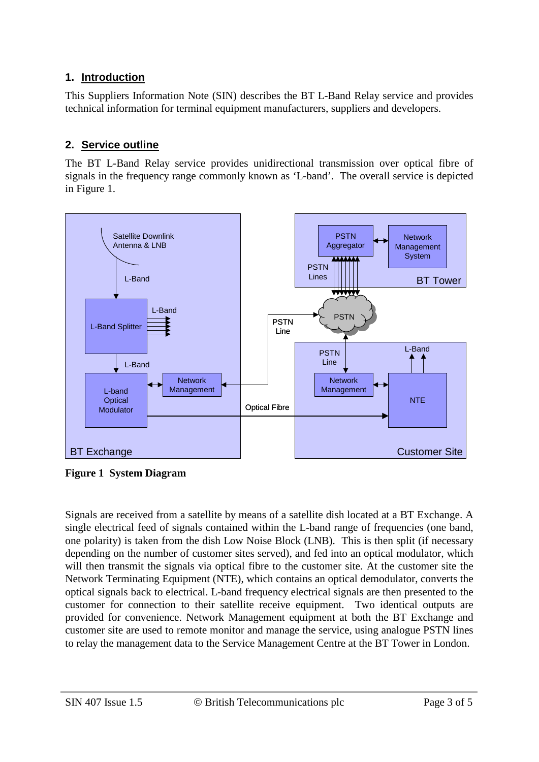## 1. Introduction

This Suppliers Information Note (SIN) describes the BT L-Band Relay service and provides technical information for terminal equipment manufacturers, suppliers and developers.

## 2. Service outline

The BT L-Band Relay service provides unidirectional transmission over optical fibre of signals in the frequency range commonly known as 'L-band'. The overall service is depicted in Figure 1.

**Figure 1 System Diagram**

Signals are received from a satellite by means of a satellite dish located at a BT Exchange. A single electrical feed of signals contained within the L-band range of frequencies (one band, one polarity) is taken from the dish Low Noise Block (LNB). This is then split (if necessary depending on the number of customer sites served), and fed into an optical modulator, which will then transmit the signals via optical fibre to the customer site. At the customer site the Network Terminating Equipment (NTE), which contains an optical demodulator, converts the optical signals back to electrical. L-band frequency electrical signals are then presented to the customer for connection to their satellite receive equipment. Two identical outputs are provided for convenience. Network Management equipment at both the BT Exchange and customer site are used to remote monitor and manage the service, using analogue PSTN lines to relay the management data to the Service Management Centre at the BT Tower in London.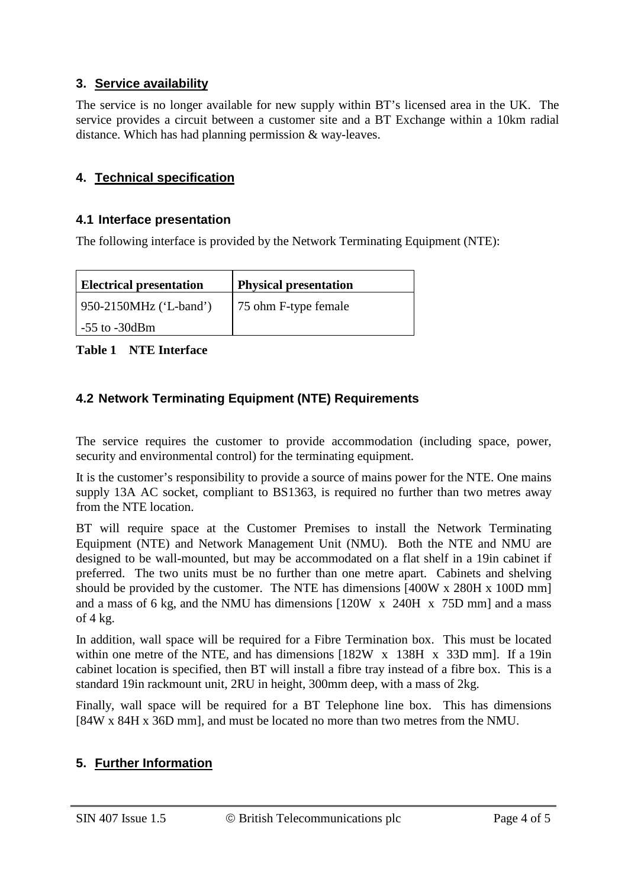## 3. Service availability

The service is no longer available for new supply within BT's licensed area in the UK. The service provides a circuit between a customer site and a BT Exchange within a 10km radial distance. Which has had planning permission & way-leaves.

## 4. Technical specification

### 4.1 Interface presentation

The following interface is provided by the Network Terminating Equipment (NTE):

| Electrical presentation | Physical presentation |
| --- | --- |
| 950-2150MHz ('L-band')<br>-55 to -30dBm | 75 ohm F-type female |

**Table 1 NTE Interface**

### 4.2 Network Terminating Equipment (NTE) Requirements

The service requires the customer to provide accommodation (including space, power, security and environmental control) for the terminating equipment.

It is the customer's responsibility to provide a source of mains power for the NTE. One mains supply 13A AC socket, compliant to BS1363, is required no further than two metres away from the NTE location.

BT will require space at the Customer Premises to install the Network Terminating Equipment (NTE) and Network Management Unit (NMU). Both the NTE and NMU are designed to be wall-mounted, but may be accommodated on a flat shelf in a 19in cabinet if preferred. The two units must be no further than one metre apart. Cabinets and shelving should be provided by the customer. The NTE has dimensions [400W x 280H x 100D mm] and a mass of 6 kg, and the NMU has dimensions [120W x 240H x 75D mm] and a mass of 4 kg.

In addition, wall space will be required for a Fibre Termination box. This must be located within one metre of the NTE, and has dimensions [182W x 138H x 33D mm]. If a 19in cabinet location is specified, then BT will install a fibre tray instead of a fibre box. This is a standard 19in rackmount unit, 2RU in height, 300mm deep, with a mass of 2kg.

Finally, wall space will be required for a BT Telephone line box. This has dimensions [84W x 84H x 36D mm], and must be located no more than two metres from the NMU.

## 5. Further Information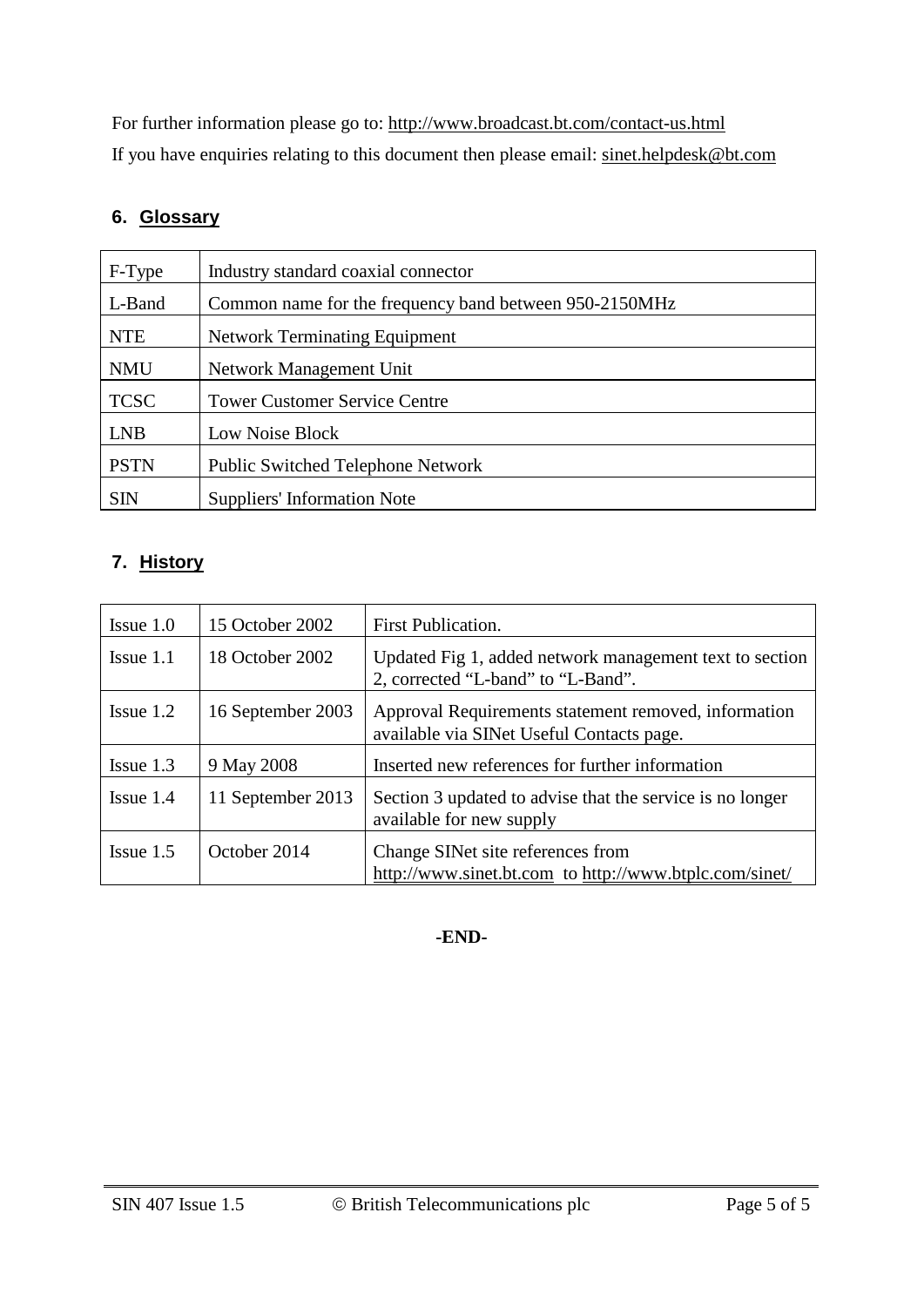For further information please go to: http://www.broadcast.bt.com/contact-us.html

If you have enquiries relating to this document then please email: sinet.helpdesk@bt.com

## 6. Glossary

| | |
|---|---|
| F-Type | Industry standard coaxial connector |
| L-Band | Common name for the frequency band between 950-2150MHz |
| NTE | Network Terminating Equipment |
| NMU | Network Management Unit |
| TCSC | Tower Customer Service Centre |
| LNB | Low Noise Block |
| PSTN | Public Switched Telephone Network |
| SIN | Suppliers' Information Note |

## 7. History

| | | |
|---|---|---|
| Issue 1.0 | 15 October 2002 | First Publication. |
| Issue 1.1 | 18 October 2002 | Updated Fig 1, added network management text to section 2, corrected "L-band" to "L-Band". |
| Issue 1.2 | 16 September 2003 | Approval Requirements statement removed, information available via SINet Useful Contacts page. |
| Issue 1.3 | 9 May 2008 | Inserted new references for further information |
| Issue 1.4 | 11 September 2013 | Section 3 updated to advise that the service is no longer available for new supply |
| Issue 1.5 | October 2014 | Change SINet site references from http://www.sinet.bt.com to http://www.btplc.com/sinet/ |

**-END-**